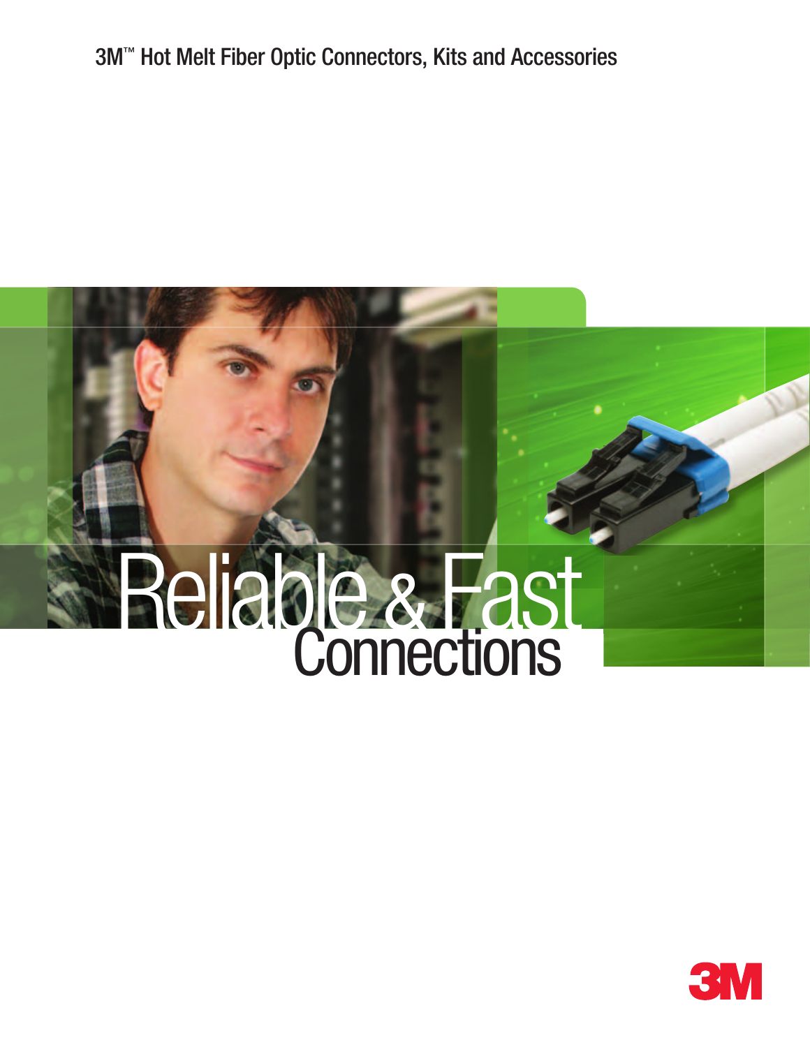# 3M™ Hot Melt Fiber Optic Connectors, Kits and Accessories

## Reliable & Fast Connections

3M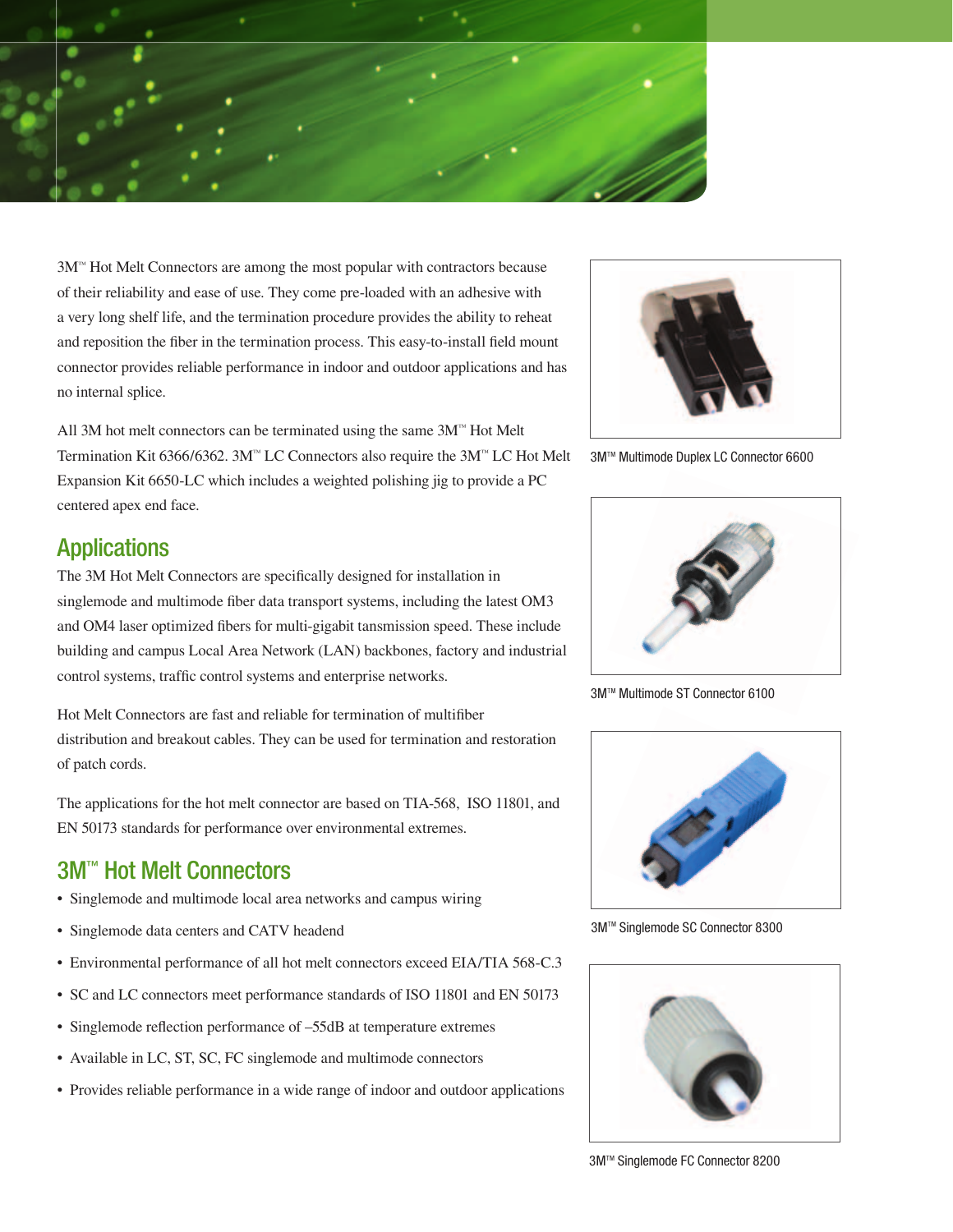3M™ Hot Melt Connectors are among the most popular with contractors because of their reliability and ease of use. They come pre-loaded with an adhesive with a very long shelf life, and the termination procedure provides the ability to reheat and reposition the fiber in the termination process. This easy-to-install field mount connector provides reliable performance in indoor and outdoor applications and has no internal splice.

All 3M hot melt connectors can be terminated using the same 3M™ Hot Melt Termination Kit 6366/6362. 3M™ LC Connectors also require the 3M™ LC Hot Melt Expansion Kit 6650-LC which includes a weighted polishing jig to provide a PC centered apex end face.

## Applications

The 3M Hot Melt Connectors are specifically designed for installation in singlemode and multimode fiber data transport systems, including the latest OM3 and OM4 laser optimized fibers for multi-gigabit tansmission speed. These include building and campus Local Area Network (LAN) backbones, factory and industrial control systems, traffic control systems and enterprise networks.

Hot Melt Connectors are fast and reliable for termination of multifiber distribution and breakout cables. They can be used for termination and restoration of patch cords.

The applications for the hot melt connector are based on TIA-568, ISO 11801, and EN 50173 standards for performance over environmental extremes.

## 3M™ Hot Melt Connectors

- Singlemode and multimode local area networks and campus wiring
- Singlemode data centers and CATV headend
- Environmental performance of all hot melt connectors exceed EIA/TIA 568-C.3
- SC and LC connectors meet performance standards of ISO 11801 and EN 50173
- Singlemode reflection performance of –55dB at temperature extremes
- Available in LC, ST, SC, FC singlemode and multimode connectors
- Provides reliable performance in a wide range of indoor and outdoor applications

3M™ Multimode Duplex LC Connector 6600

3M™ Multimode ST Connector 6100

3M™ Singlemode SC Connector 8300

3M™ Singlemode FC Connector 8200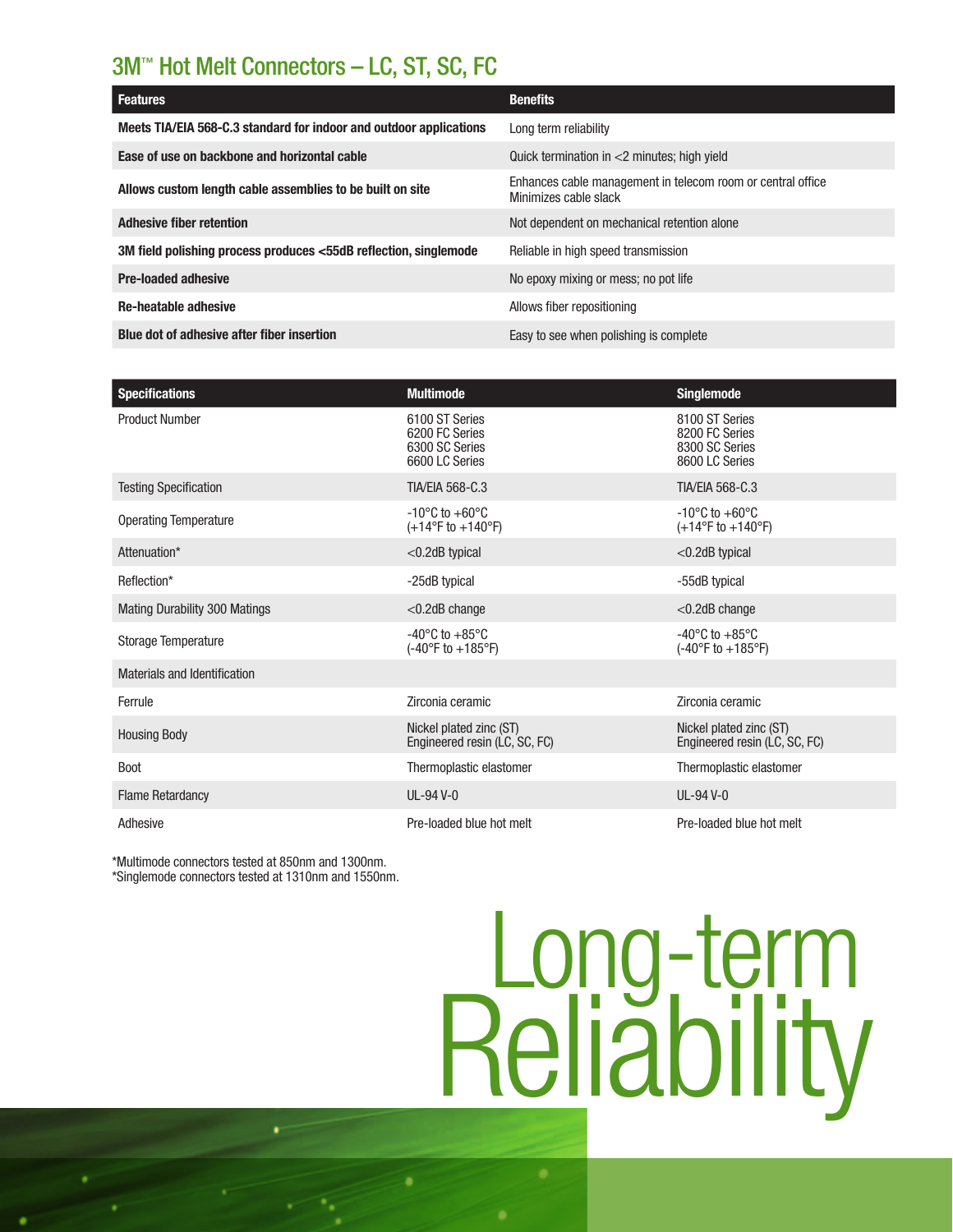## 3M™ Hot Melt Connectors – LC, ST, SC, FC

| Features | Benefits |
|---|---|
| **Meets TIA/EIA 568-C.3 standard for indoor and outdoor applications** | Long term reliability |
| **Ease of use on backbone and horizontal cable** | Quick termination in <2 minutes; high yield |
| **Allows custom length cable assemblies to be built on site** | Enhances cable management in telecom room or central office<br>Minimizes cable slack |
| **Adhesive fiber retention** | Not dependent on mechanical retention alone |
| **3M field polishing process produces <55dB reflection, singlemode** | Reliable in high speed transmission |
| **Pre-loaded adhesive** | No epoxy mixing or mess; no pot life |
| **Re-heatable adhesive** | Allows fiber repositioning |
| **Blue dot of adhesive after fiber insertion** | Easy to see when polishing is complete |

| Specifications | Multimode | Singlemode |
|---|---|---|
| Product Number | 6100 ST Series<br>6200 FC Series<br>6300 SC Series<br>6600 LC Series | 8100 ST Series<br>8200 FC Series<br>8300 SC Series<br>8600 LC Series |
| Testing Specification | TIA/EIA 568-C.3 | TIA/EIA 568-C.3 |
| Operating Temperature | -10°C to +60°C<br>(+14°F to +140°F) | -10°C to +60°C<br>(+14°F to +140°F) |
| Attenuation* | <0.2dB typical | <0.2dB typical |
| Reflection* | -25dB typical | -55dB typical |
| Mating Durability 300 Matings | <0.2dB change | <0.2dB change |
| Storage Temperature | -40°C to +85°C<br>(-40°F to +185°F) | -40°C to +85°C<br>(-40°F to +185°F) |
| Materials and Identification | | |
| Ferrule | Zirconia ceramic | Zirconia ceramic |
| Housing Body | Nickel plated zinc (ST)<br>Engineered resin (LC, SC, FC) | Nickel plated zinc (ST)<br>Engineered resin (LC, SC, FC) |
| Boot | Thermoplastic elastomer | Thermoplastic elastomer |
| Flame Retardancy | UL-94 V-0 | UL-94 V-0 |
| Adhesive | Pre-loaded blue hot melt | Pre-loaded blue hot melt |

*Multimode connectors tested at 850nm and 1300nm.
*Singlemode connectors tested at 1310nm and 1550nm.

# Long-term Reliability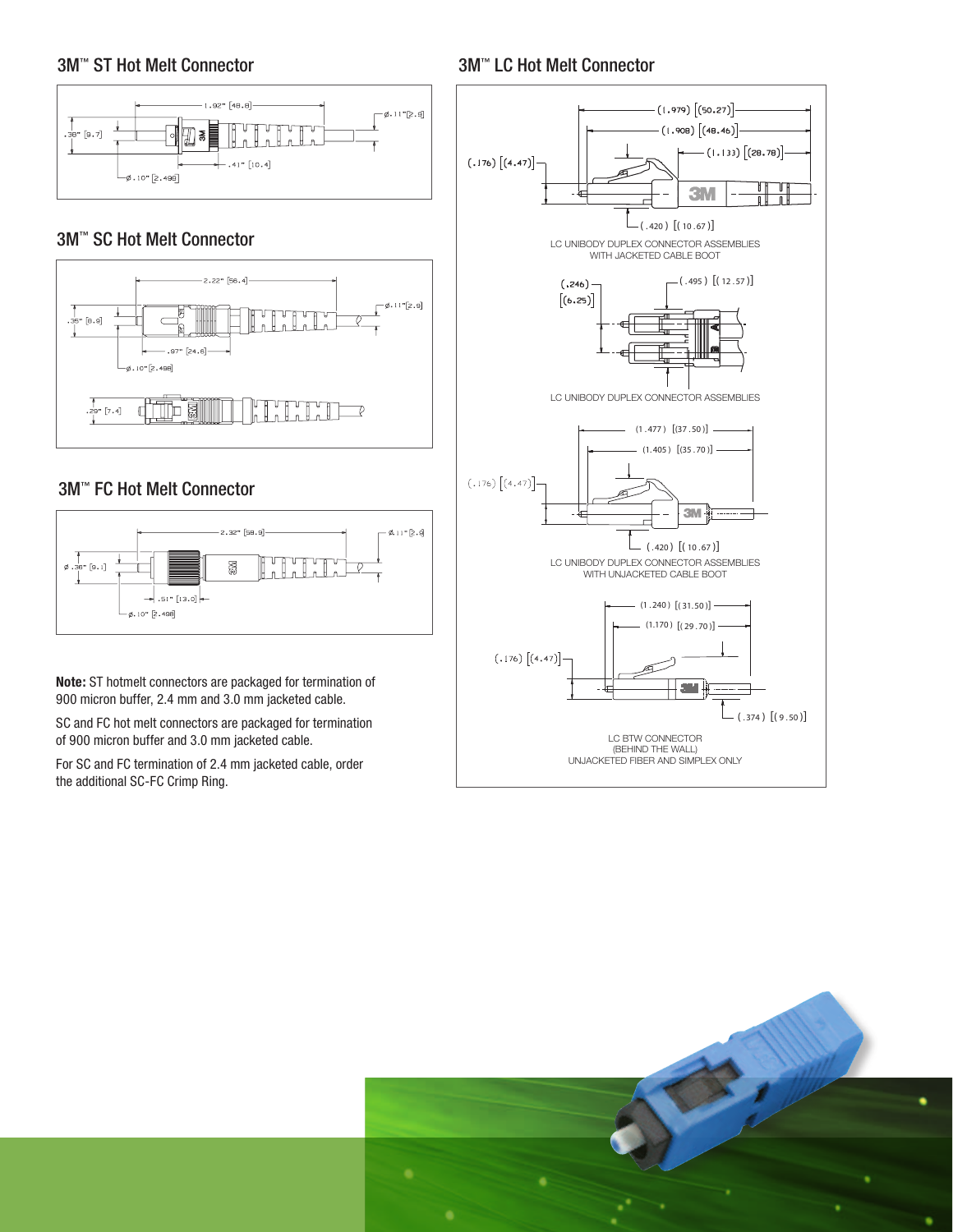## 3M™ ST Hot Melt Connector

## 3M™ SC Hot Melt Connector

## 3M™ FC Hot Melt Connector

**Note:** ST hotmelt connectors are packaged for termination of 900 micron buffer, 2.4 mm and 3.0 mm jacketed cable.

SC and FC hot melt connectors are packaged for termination of 900 micron buffer and 3.0 mm jacketed cable.

For SC and FC termination of 2.4 mm jacketed cable, order the additional SC-FC Crimp Ring.

## 3M™ LC Hot Melt Connector

LC UNIBODY DUPLEX CONNECTOR ASSEMBLIES WITH JACKETED CABLE BOOT

LC UNIBODY DUPLEX CONNECTOR ASSEMBLIES

LC UNIBODY DUPLEX CONNECTOR ASSEMBLIES WITH UNJACKETED CABLE BOOT

LC BTW CONNECTOR (BEHIND THE WALL) UNJACKETED FIBER AND SIMPLEX ONLY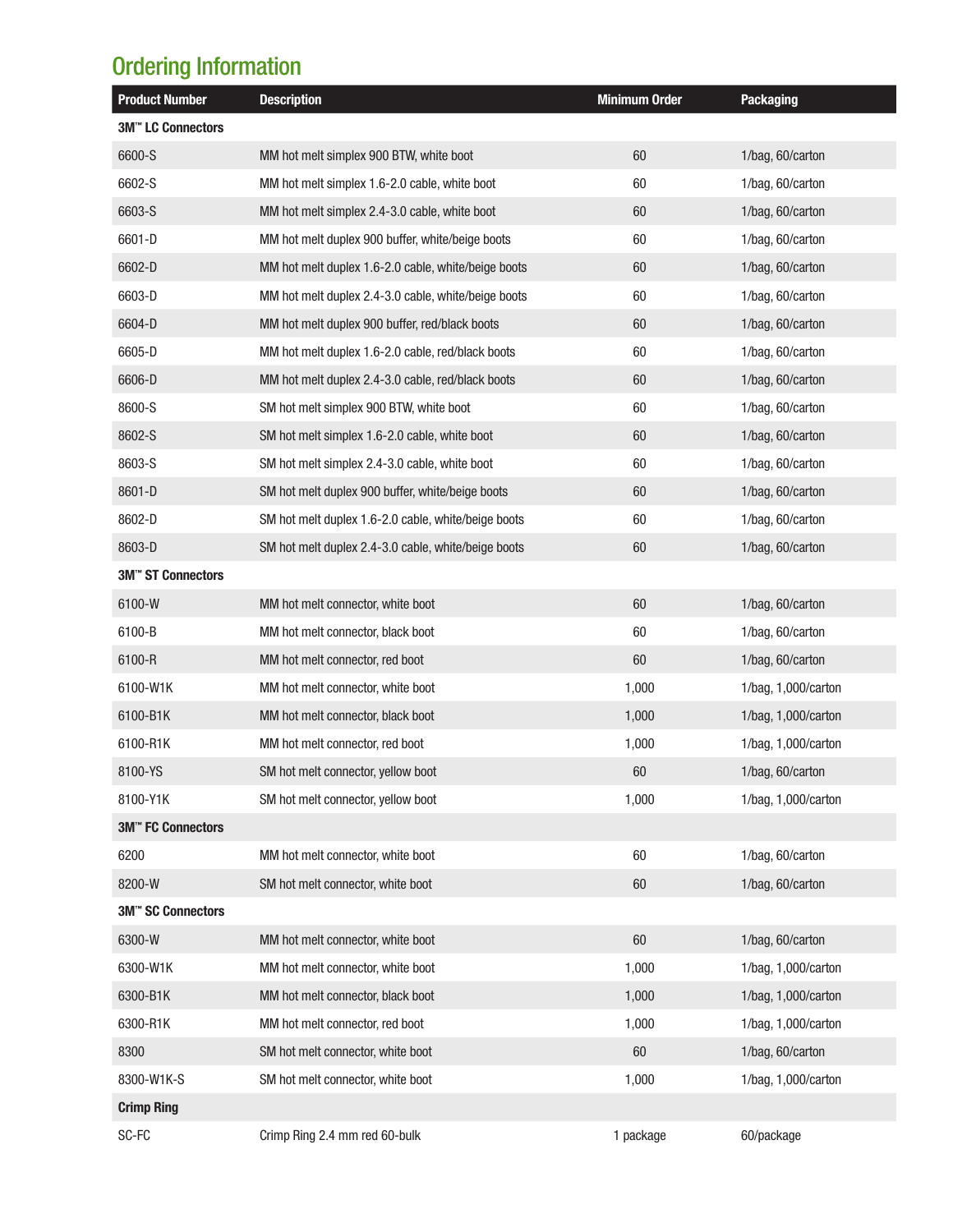## Ordering Information

| Product Number | Description | Minimum Order | Packaging |
|---|---|---|---|
| **3M™ LC Connectors** | | | |
| 6600-S | MM hot melt simplex 900 BTW, white boot | 60 | 1/bag, 60/carton |
| 6602-S | MM hot melt simplex 1.6-2.0 cable, white boot | 60 | 1/bag, 60/carton |
| 6603-S | MM hot melt simplex 2.4-3.0 cable, white boot | 60 | 1/bag, 60/carton |
| 6601-D | MM hot melt duplex 900 buffer, white/beige boots | 60 | 1/bag, 60/carton |
| 6602-D | MM hot melt duplex 1.6-2.0 cable, white/beige boots | 60 | 1/bag, 60/carton |
| 6603-D | MM hot melt duplex 2.4-3.0 cable, white/beige boots | 60 | 1/bag, 60/carton |
| 6604-D | MM hot melt duplex 900 buffer, red/black boots | 60 | 1/bag, 60/carton |
| 6605-D | MM hot melt duplex 1.6-2.0 cable, red/black boots | 60 | 1/bag, 60/carton |
| 6606-D | MM hot melt duplex 2.4-3.0 cable, red/black boots | 60 | 1/bag, 60/carton |
| 8600-S | SM hot melt simplex 900 BTW, white boot | 60 | 1/bag, 60/carton |
| 8602-S | SM hot melt simplex 1.6-2.0 cable, white boot | 60 | 1/bag, 60/carton |
| 8603-S | SM hot melt simplex 2.4-3.0 cable, white boot | 60 | 1/bag, 60/carton |
| 8601-D | SM hot melt duplex 900 buffer, white/beige boots | 60 | 1/bag, 60/carton |
| 8602-D | SM hot melt duplex 1.6-2.0 cable, white/beige boots | 60 | 1/bag, 60/carton |
| 8603-D | SM hot melt duplex 2.4-3.0 cable, white/beige boots | 60 | 1/bag, 60/carton |
| **3M™ ST Connectors** | | | |
| 6100-W | MM hot melt connector, white boot | 60 | 1/bag, 60/carton |
| 6100-B | MM hot melt connector, black boot | 60 | 1/bag, 60/carton |
| 6100-R | MM hot melt connector, red boot | 60 | 1/bag, 60/carton |
| 6100-W1K | MM hot melt connector, white boot | 1,000 | 1/bag, 1,000/carton |
| 6100-B1K | MM hot melt connector, black boot | 1,000 | 1/bag, 1,000/carton |
| 6100-R1K | MM hot melt connector, red boot | 1,000 | 1/bag, 1,000/carton |
| 8100-YS | SM hot melt connector, yellow boot | 60 | 1/bag, 60/carton |
| 8100-Y1K | SM hot melt connector, yellow boot | 1,000 | 1/bag, 1,000/carton |
| **3M™ FC Connectors** | | | |
| 6200 | MM hot melt connector, white boot | 60 | 1/bag, 60/carton |
| 8200-W | SM hot melt connector, white boot | 60 | 1/bag, 60/carton |
| **3M™ SC Connectors** | | | |
| 6300-W | MM hot melt connector, white boot | 60 | 1/bag, 60/carton |
| 6300-W1K | MM hot melt connector, white boot | 1,000 | 1/bag, 1,000/carton |
| 6300-B1K | MM hot melt connector, black boot | 1,000 | 1/bag, 1,000/carton |
| 6300-R1K | MM hot melt connector, red boot | 1,000 | 1/bag, 1,000/carton |
| 8300 | SM hot melt connector, white boot | 60 | 1/bag, 60/carton |
| 8300-W1K-S | SM hot melt connector, white boot | 1,000 | 1/bag, 1,000/carton |
| **Crimp Ring** | | | |
| SC-FC | Crimp Ring 2.4 mm red 60-bulk | 1 package | 60/package |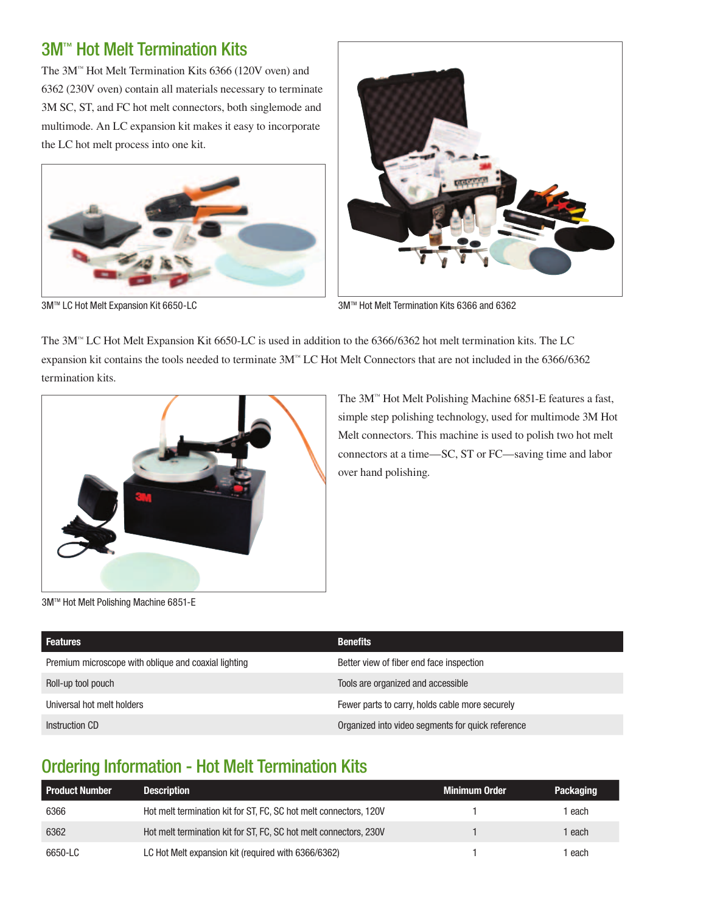## 3M™ Hot Melt Termination Kits

The 3M™ Hot Melt Termination Kits 6366 (120V oven) and 6362 (230V oven) contain all materials necessary to terminate 3M SC, ST, and FC hot melt connectors, both singlemode and multimode. An LC expansion kit makes it easy to incorporate the LC hot melt process into one kit.

3M™ LC Hot Melt Expansion Kit 6650-LC

3M™ Hot Melt Termination Kits 6366 and 6362

The 3M™ LC Hot Melt Expansion Kit 6650-LC is used in addition to the 6366/6362 hot melt termination kits. The LC expansion kit contains the tools needed to terminate 3M™ LC Hot Melt Connectors that are not included in the 6366/6362 termination kits.

The 3M™ Hot Melt Polishing Machine 6851-E features a fast, simple step polishing technology, used for multimode 3M Hot Melt connectors. This machine is used to polish two hot melt connectors at a time—SC, ST or FC—saving time and labor over hand polishing.

3M™ Hot Melt Polishing Machine 6851-E

| Features | Benefits |
|---|---|
| Premium microscope with oblique and coaxial lighting | Better view of fiber end face inspection |
| Roll-up tool pouch | Tools are organized and accessible |
| Universal hot melt holders | Fewer parts to carry, holds cable more securely |
| Instruction CD | Organized into video segments for quick reference |

## Ordering Information - Hot Melt Termination Kits

| Product Number | Description | Minimum Order | Packaging |
|---|---|---|---|
| 6366 | Hot melt termination kit for ST, FC, SC hot melt connectors, 120V | 1 | 1 each |
| 6362 | Hot melt termination kit for ST, FC, SC hot melt connectors, 230V | 1 | 1 each |
| 6650-LC | LC Hot Melt expansion kit (required with 6366/6362) | 1 | 1 each |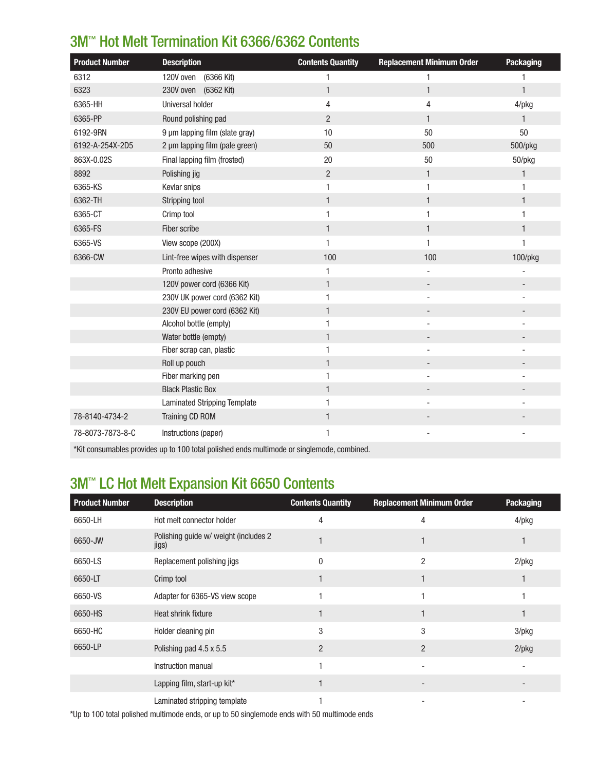## 3M™ Hot Melt Termination Kit 6366/6362 Contents

| Product Number | Description | Contents Quantity | Replacement Minimum Order | Packaging |
|---|---|---|---|---|
| 6312 | 120V oven (6366 Kit) | 1 | 1 | 1 |
| 6323 | 230V oven (6362 Kit) | 1 | 1 | 1 |
| 6365-HH | Universal holder | 4 | 4 | 4/pkg |
| 6365-PP | Round polishing pad | 2 | 1 | 1 |
| 6192-9RN | 9 µm lapping film (slate gray) | 10 | 50 | 50 |
| 6192-A-254X-2D5 | 2 µm lapping film (pale green) | 50 | 500 | 500/pkg |
| 863X-0.02S | Final lapping film (frosted) | 20 | 50 | 50/pkg |
| 8892 | Polishing jig | 2 | 1 | 1 |
| 6365-KS | Kevlar snips | 1 | 1 | 1 |
| 6362-TH | Stripping tool | 1 | 1 | 1 |
| 6365-CT | Crimp tool | 1 | 1 | 1 |
| 6365-FS | Fiber scribe | 1 | 1 | 1 |
| 6365-VS | View scope (200X) | 1 | 1 | 1 |
| 6366-CW | Lint-free wipes with dispenser | 100 | 100 | 100/pkg |
| | Pronto adhesive | 1 | - | - |
| | 120V power cord (6366 Kit) | 1 | - | - |
| | 230V UK power cord (6362 Kit) | 1 | - | - |
| | 230V EU power cord (6362 Kit) | 1 | - | - |
| | Alcohol bottle (empty) | 1 | - | - |
| | Water bottle (empty) | 1 | - | - |
| | Fiber scrap can, plastic | 1 | - | - |
| | Roll up pouch | 1 | - | - |
| | Fiber marking pen | 1 | - | - |
| | Black Plastic Box | 1 | - | - |
| | Laminated Stripping Template | 1 | - | - |
| 78-8140-4734-2 | Training CD ROM | 1 | - | - |
| 78-8073-7873-8-C | Instructions (paper) | 1 | - | - |

*Kit consumables provides up to 100 total polished ends multimode or singlemode, combined.

## 3M™ LC Hot Melt Expansion Kit 6650 Contents

| Product Number | Description | Contents Quantity | Replacement Minimum Order | Packaging |
|---|---|---|---|---|
| 6650-LH | Hot melt connector holder | 4 | 4 | 4/pkg |
| 6650-JW | Polishing guide w/ weight (includes 2 jigs) | 1 | 1 | 1 |
| 6650-LS | Replacement polishing jigs | 0 | 2 | 2/pkg |
| 6650-LT | Crimp tool | 1 | 1 | 1 |
| 6650-VS | Adapter for 6365-VS view scope | 1 | 1 | 1 |
| 6650-HS | Heat shrink fixture | 1 | 1 | 1 |
| 6650-HC | Holder cleaning pin | 3 | 3 | 3/pkg |
| 6650-LP | Polishing pad 4.5 x 5.5 | 2 | 2 | 2/pkg |
| | Instruction manual | 1 | - | - |
| | Lapping film, start-up kit* | 1 | - | - |
| | Laminated stripping template | 1 | - | - |

*Up to 100 total polished multimode ends, or up to 50 singlemode ends with 50 multimode ends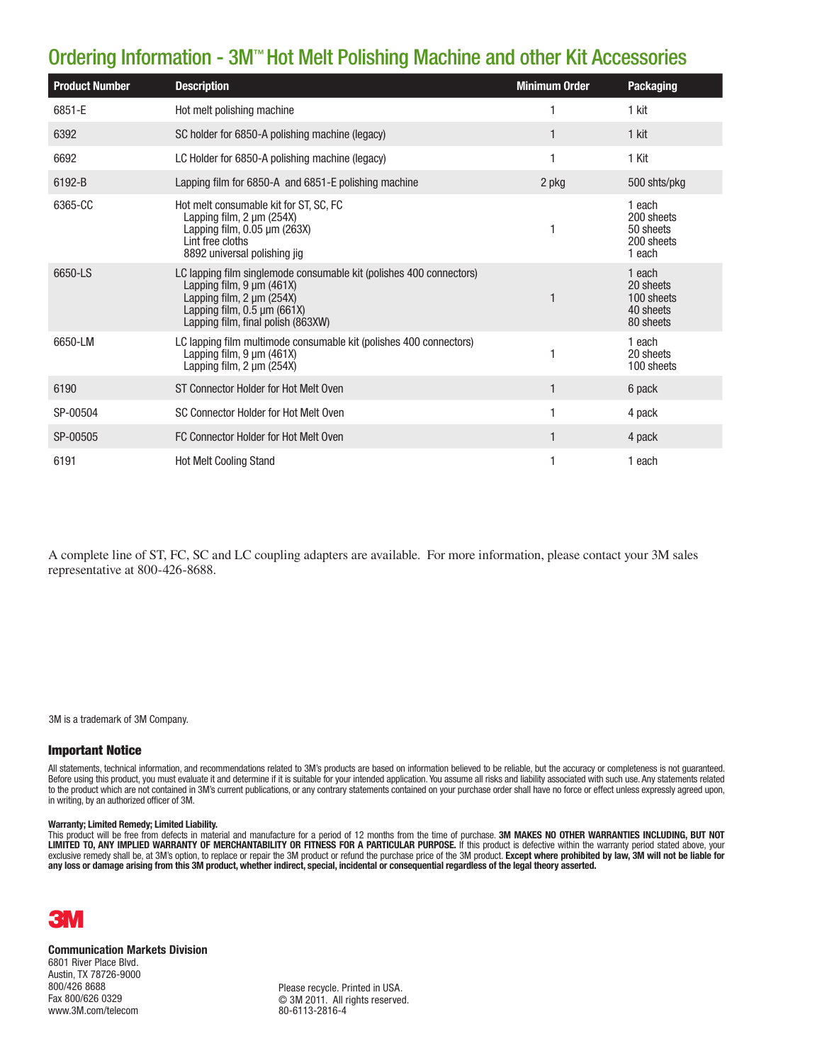# Ordering Information - 3M™ Hot Melt Polishing Machine and other Kit Accessories

| Product Number | Description | Minimum Order | Packaging |
|---|---|---|---|
| 6851-E | Hot melt polishing machine | 1 | 1 kit |
| 6392 | SC holder for 6850-A polishing machine (legacy) | 1 | 1 kit |
| 6692 | LC Holder for 6850-A polishing machine (legacy) | 1 | 1 Kit |
| 6192-B | Lapping film for 6850-A and 6851-E polishing machine | 2 pkg | 500 shts/pkg |
| 6365-CC | Hot melt consumable kit for ST, SC, FC<br>Lapping film, 2 µm (254X)<br>Lapping film, 0.05 µm (263X)<br>Lint free cloths<br>8892 universal polishing jig | 1 | 1 each<br>200 sheets<br>50 sheets<br>200 sheets<br>1 each |
| 6650-LS | LC lapping film singlemode consumable kit (polishes 400 connectors)<br>Lapping film, 9 µm (461X)<br>Lapping film, 2 µm (254X)<br>Lapping film, 0.5 µm (661X)<br>Lapping film, final polish (863XW) | 1 | 1 each<br>20 sheets<br>100 sheets<br>40 sheets<br>80 sheets |
| 6650-LM | LC lapping film multimode consumable kit (polishes 400 connectors)<br>Lapping film, 9 µm (461X)<br>Lapping film, 2 µm (254X) | 1 | 1 each<br>20 sheets<br>100 sheets |
| 6190 | ST Connector Holder for Hot Melt Oven | 1 | 6 pack |
| SP-00504 | SC Connector Holder for Hot Melt Oven | 1 | 4 pack |
| SP-00505 | FC Connector Holder for Hot Melt Oven | 1 | 4 pack |
| 6191 | Hot Melt Cooling Stand | 1 | 1 each |

A complete line of ST, FC, SC and LC coupling adapters are available. For more information, please contact your 3M sales representative at 800-426-8688.

3M is a trademark of 3M Company.

### Important Notice

All statements, technical information, and recommendations related to 3M's products are based on information believed to be reliable, but the accuracy or completeness is not guaranteed. Before using this product, you must evaluate it and determine if it is suitable for your intended application. You assume all risks and liability associated with such use. Any statements related to the product which are not contained in 3M's current publications, or any contrary statements contained on your purchase order shall have no force or effect unless expressly agreed upon, in writing, by an authorized officer of 3M.

**Warranty; Limited Remedy; Limited Liability.**
This product will be free from defects in material and manufacture for a period of 12 months from the time of purchase. **3M MAKES NO OTHER WARRANTIES INCLUDING, BUT NOT LIMITED TO, ANY IMPLIED WARRANTY OF MERCHANTABILITY OR FITNESS FOR A PARTICULAR PURPOSE.** If this product is defective within the warranty period stated above, your exclusive remedy shall be, at 3M's option, to replace or repair the 3M product or refund the purchase price of the 3M product. **Except where prohibited by law, 3M will not be liable for any loss or damage arising from this 3M product, whether indirect, special, incidental or consequential regardless of the legal theory asserted.**

3M

**Communication Markets Division**
6801 River Place Blvd.
Austin, TX 78726-9000
800/426 8688
Fax 800/626 0329
www.3M.com/telecom

Please recycle. Printed in USA.
© 3M 2011. All rights reserved.
80-6113-2816-4